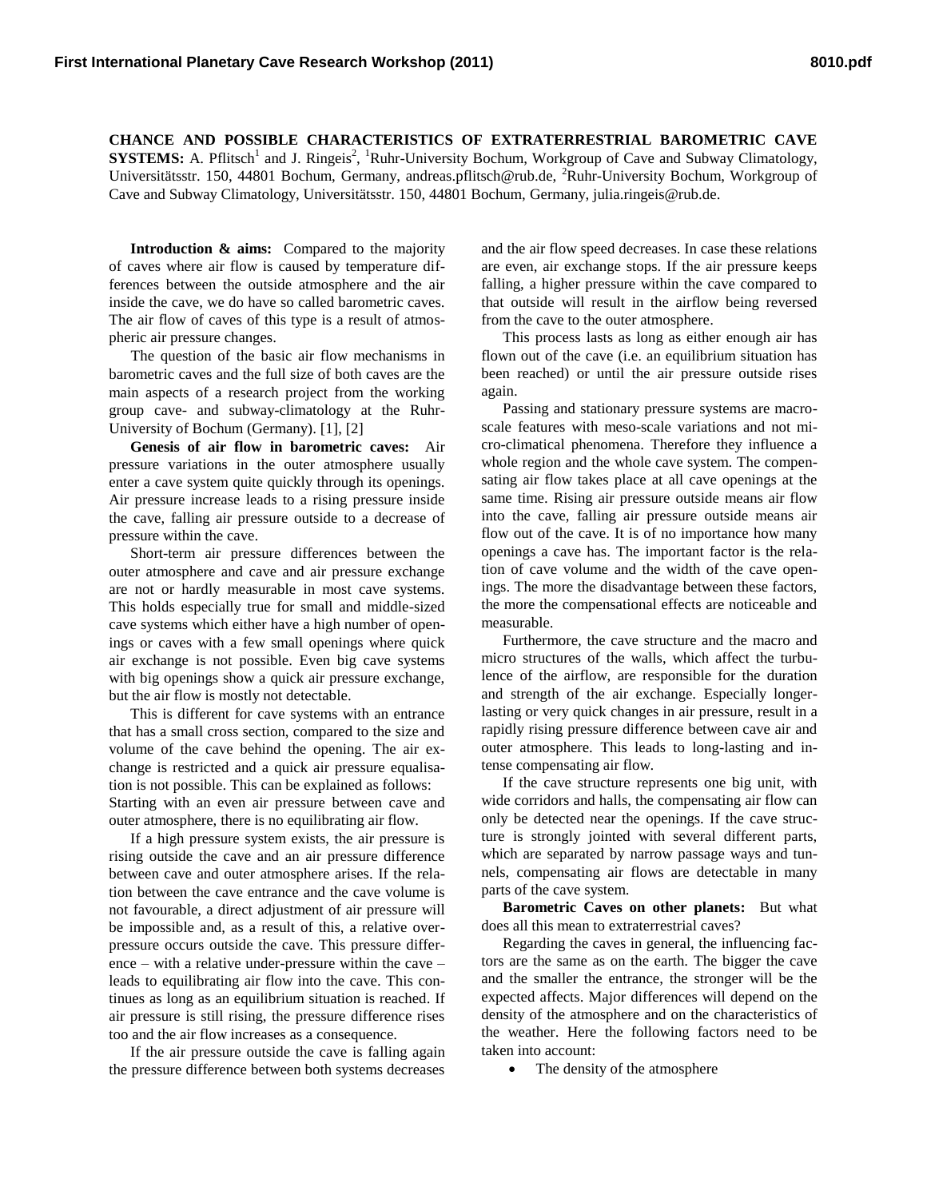**CHANCE AND POSSIBLE CHARACTERISTICS OF EXTRATERRESTRIAL BAROMETRIC CAVE SYSTEMS:** A. Pflitsch[1] and J. Ringeis[2], [1]Ruhr-University Bochum, Workgroup of Cave and Subway Climatology, Universitätsstr. 150, 44801 Bochum, Germany, andreas.pflitsch@rub.de, [2]Ruhr-University Bochum, Workgroup of Cave and Subway Climatology, Universitätsstr. 150, 44801 Bochum, Germany, julia.ringeis@rub.de.

**Introduction & aims:** Compared to the majority of caves where air flow is caused by temperature differences between the outside atmosphere and the air inside the cave, we do have so called barometric caves. The air flow of caves of this type is a result of atmospheric air pressure changes.

The question of the basic air flow mechanisms in barometric caves and the full size of both caves are the main aspects of a research project from the working group cave- and subway-climatology at the Ruhr-University of Bochum (Germany). [1], [2]

**Genesis of air flow in barometric caves:** Air pressure variations in the outer atmosphere usually enter a cave system quite quickly through its openings. Air pressure increase leads to a rising pressure inside the cave, falling air pressure outside to a decrease of pressure within the cave.

Short-term air pressure differences between the outer atmosphere and cave and air pressure exchange are not or hardly measurable in most cave systems. This holds especially true for small and middle-sized cave systems which either have a high number of openings or caves with a few small openings where quick air exchange is not possible. Even big cave systems with big openings show a quick air pressure exchange, but the air flow is mostly not detectable.

This is different for cave systems with an entrance that has a small cross section, compared to the size and volume of the cave behind the opening. The air exchange is restricted and a quick air pressure equalisation is not possible. This can be explained as follows: Starting with an even air pressure between cave and outer atmosphere, there is no equilibrating air flow.

If a high pressure system exists, the air pressure is rising outside the cave and an air pressure difference between cave and outer atmosphere arises. If the relation between the cave entrance and the cave volume is not favourable, a direct adjustment of air pressure will be impossible and, as a result of this, a relative overpressure occurs outside the cave. This pressure difference – with a relative under-pressure within the cave – leads to equilibrating air flow into the cave. This continues as long as an equilibrium situation is reached. If air pressure is still rising, the pressure difference rises too and the air flow increases as a consequence.

If the air pressure outside the cave is falling again the pressure difference between both systems decreases and the air flow speed decreases. In case these relations are even, air exchange stops. If the air pressure keeps falling, a higher pressure within the cave compared to that outside will result in the airflow being reversed from the cave to the outer atmosphere.

This process lasts as long as either enough air has flown out of the cave (i.e. an equilibrium situation has been reached) or until the air pressure outside rises again.

Passing and stationary pressure systems are macro-scale features with meso-scale variations and not micro-climatical phenomena. Therefore they influence a whole region and the whole cave system. The compensating air flow takes place at all cave openings at the same time. Rising air pressure outside means air flow into the cave, falling air pressure outside means air flow out of the cave. It is of no importance how many openings a cave has. The important factor is the relation of cave volume and the width of the cave openings. The more the disadvantage between these factors, the more the compensational effects are noticeable and measurable.

Furthermore, the cave structure and the macro and micro structures of the walls, which affect the turbulence of the airflow, are responsible for the duration and strength of the air exchange. Especially longer-lasting or very quick changes in air pressure, result in a rapidly rising pressure difference between cave air and outer atmosphere. This leads to long-lasting and intense compensating air flow.

If the cave structure represents one big unit, with wide corridors and halls, the compensating air flow can only be detected near the openings. If the cave structure is strongly jointed with several different parts, which are separated by narrow passage ways and tunnels, compensating air flows are detectable in many parts of the cave system.

**Barometric Caves on other planets:** But what does all this mean to extraterrestrial caves?

Regarding the caves in general, the influencing factors are the same as on the earth. The bigger the cave and the smaller the entrance, the stronger will be the expected affects. Major differences will depend on the density of the atmosphere and on the characteristics of the weather. Here the following factors need to be taken into account:

- The density of the atmosphere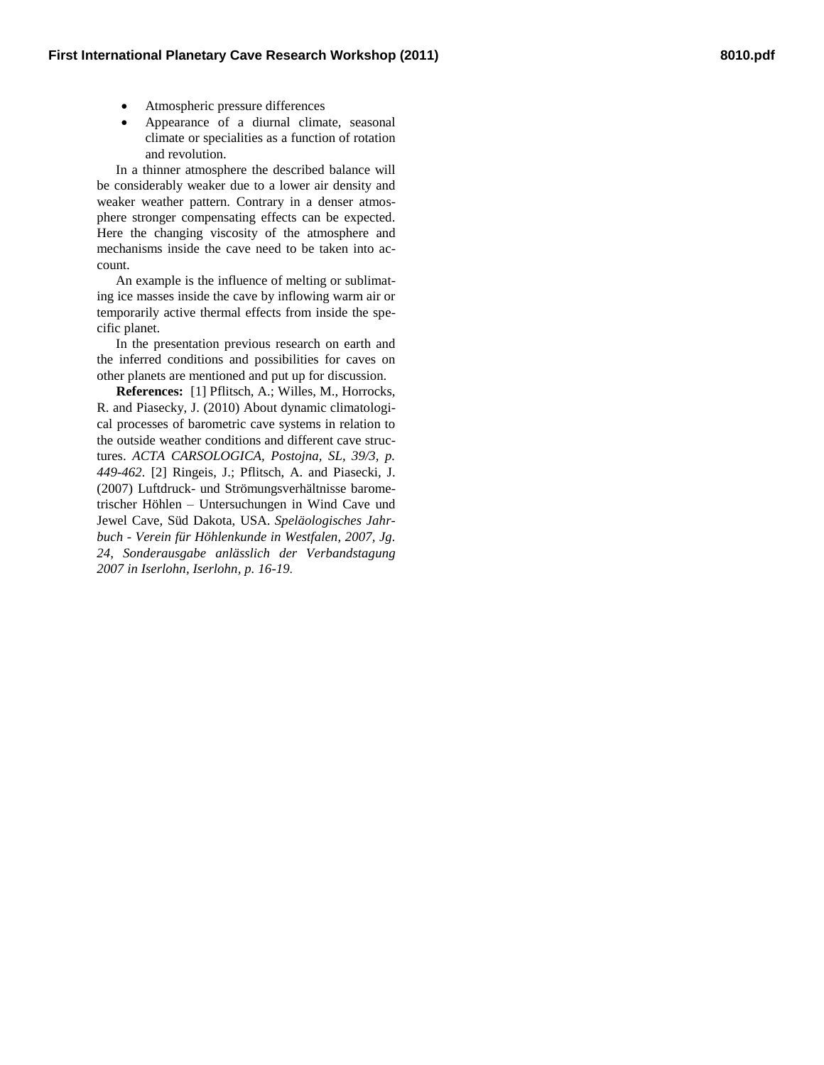- Atmospheric pressure differences
- Appearance of a diurnal climate, seasonal climate or specialities as a function of rotation and revolution.

In a thinner atmosphere the described balance will be considerably weaker due to a lower air density and weaker weather pattern. Contrary in a denser atmosphere stronger compensating effects can be expected. Here the changing viscosity of the atmosphere and mechanisms inside the cave need to be taken into account.

An example is the influence of melting or sublimating ice masses inside the cave by inflowing warm air or temporarily active thermal effects from inside the specific planet.

In the presentation previous research on earth and the inferred conditions and possibilities for caves on other planets are mentioned and put up for discussion.

**References:** [1] Pflitsch, A.; Willes, M., Horrocks, R. and Piasecky, J. (2010) About dynamic climatological processes of barometric cave systems in relation to the outside weather conditions and different cave structures. *ACTA CARSOLOGICA, Postojna, SL, 39/3, p. 449-462*. [2] Ringeis, J.; Pflitsch, A. and Piasecki, J. (2007) Luftdruck- und Strömungsverhältnisse barometrischer Höhlen – Untersuchungen in Wind Cave und Jewel Cave, Süd Dakota, USA. *Speläologisches Jahrbuch - Verein für Höhlenkunde in Westfalen, 2007, Jg. 24, Sonderausgabe anlässlich der Verbandstagung 2007 in Iserlohn, Iserlohn, p. 16-19.*